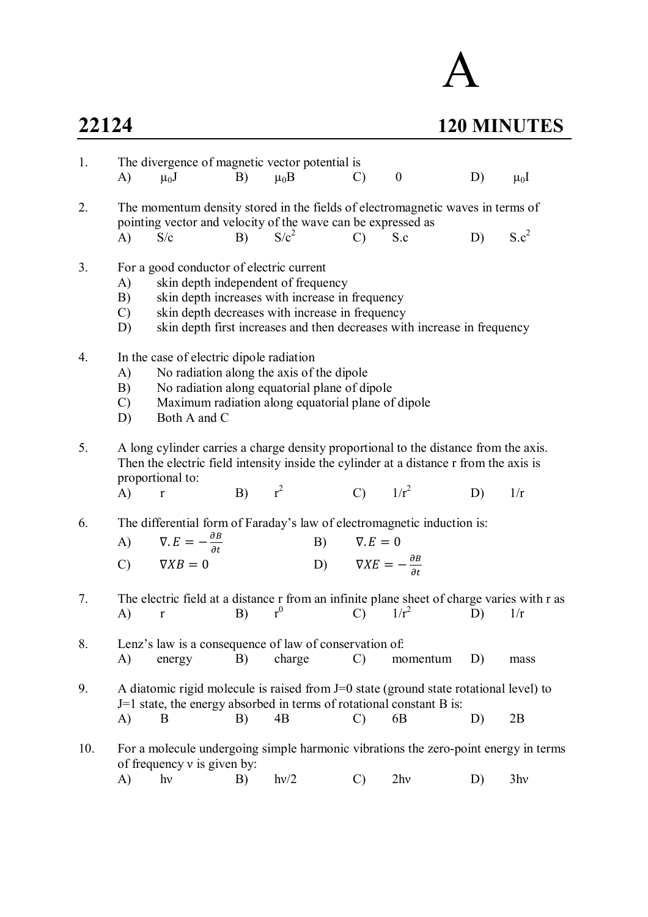# A

## 22124 — 120 MINUTES

1. The divergence of magnetic vector potential is
   A) $\mu_0 J$ B) $\mu_0 B$ C) 0 D) $\mu_0 I$

2. The momentum density stored in the fields of electromagnetic waves in terms of pointing vector and velocity of the wave can be expressed as
   A) S/c B) $S/c^2$ C) S.c D) $S.c^2$

3. For a good conductor of electric current
   A) skin depth independent of frequency
   B) skin depth increases with increase in frequency
   C) skin depth decreases with increase in frequency
   D) skin depth first increases and then decreases with increase in frequency

4. In the case of electric dipole radiation
   A) No radiation along the axis of the dipole
   B) No radiation along equatorial plane of dipole
   C) Maximum radiation along equatorial plane of dipole
   D) Both A and C

5. A long cylinder carries a charge density proportional to the distance from the axis. Then the electric field intensity inside the cylinder at a distance r from the axis is proportional to:
   A) r B) $r^2$ C) $1/r^2$ D) 1/r

6. The differential form of Faraday's law of electromagnetic induction is:
   A) $\nabla . E = -\frac{\partial B}{\partial t}$ B) $\nabla . E = 0$
   C) $\nabla X B = 0$ D) $\nabla X E = -\frac{\partial B}{\partial t}$

7. The electric field at a distance r from an infinite plane sheet of charge varies with r as
   A) r B) $r^0$ C) $1/r^2$ D) 1/r

8. Lenz's law is a consequence of law of conservation of:
   A) energy B) charge C) momentum D) mass

9. A diatomic rigid molecule is raised from J=0 state (ground state rotational level) to J=1 state, the energy absorbed in terms of rotational constant B is:
   A) B B) 4B C) 6B D) 2B

10. For a molecule undergoing simple harmonic vibrations the zero-point energy in terms of frequency ν is given by:
    A) hν B) hν/2 C) 2hν D) 3hν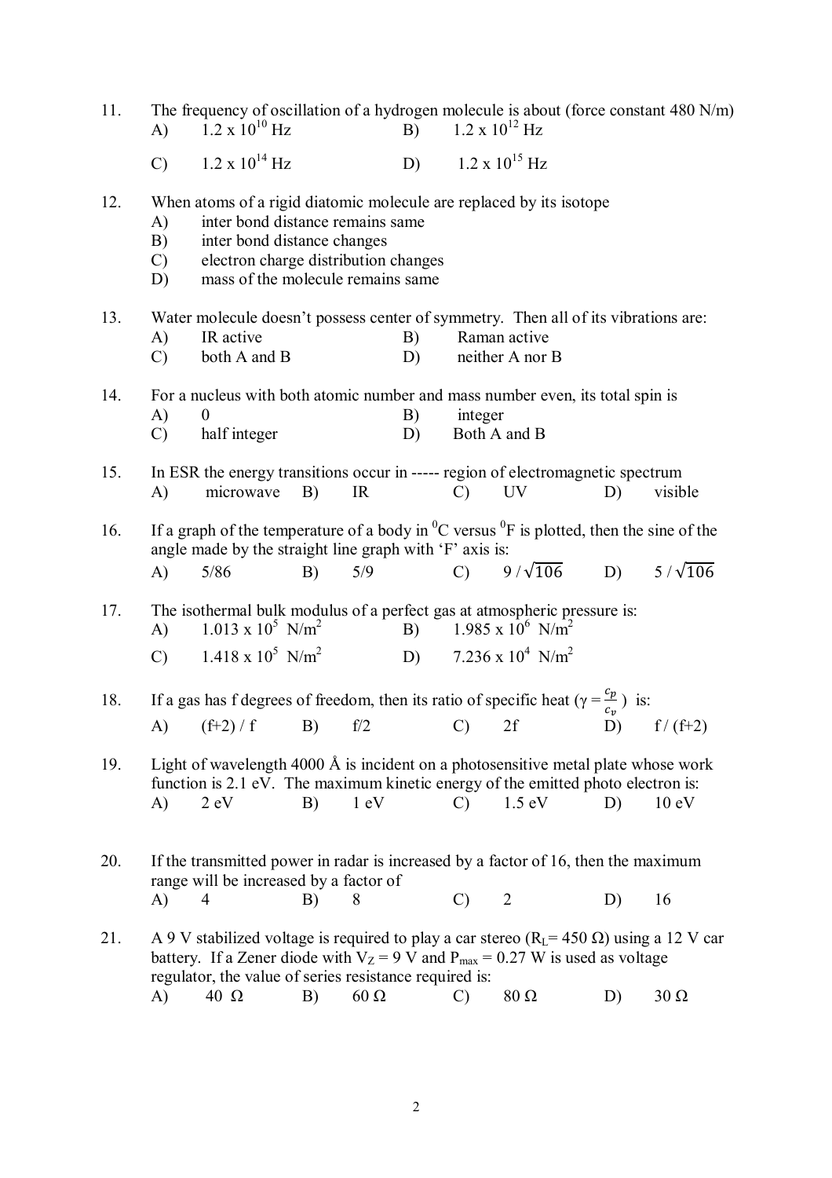11. The frequency of oscillation of a hydrogen molecule is about (force constant 480 N/m)
    A) $1.2 \times 10^{10}$ Hz  B) $1.2 \times 10^{12}$ Hz
    C) $1.2 \times 10^{14}$ Hz  D) $1.2 \times 10^{15}$ Hz

12. When atoms of a rigid diatomic molecule are replaced by its isotope
    A) inter bond distance remains same
    B) inter bond distance changes
    C) electron charge distribution changes
    D) mass of the molecule remains same

13. Water molecule doesn't possess center of symmetry. Then all of its vibrations are:
    A) IR active  B) Raman active
    C) both A and B  D) neither A nor B

14. For a nucleus with both atomic number and mass number even, its total spin is
    A) 0  B) integer
    C) half integer  D) Both A and B

15. In ESR the energy transitions occur in ----- region of electromagnetic spectrum
    A) microwave  B) IR  C) UV  D) visible

16. If a graph of the temperature of a body in $^0$C versus $^0$F is plotted, then the sine of the angle made by the straight line graph with 'F' axis is:
    A) 5/86  B) 5/9  C) $9 / \sqrt{106}$  D) $5 / \sqrt{106}$

17. The isothermal bulk modulus of a perfect gas at atmospheric pressure is:
    A) $1.013 \times 10^5$ N/m$^2$  B) $1.985 \times 10^6$ N/m$^2$
    C) $1.418 \times 10^5$ N/m$^2$  D) $7.236 \times 10^4$ N/m$^2$

18. If a gas has f degrees of freedom, then its ratio of specific heat ($\gamma = \frac{c_p}{c_v}$) is:
    A) (f+2) / f  B) f/2  C) 2f  D) f / (f+2)

19. Light of wavelength 4000 Å is incident on a photosensitive metal plate whose work function is 2.1 eV. The maximum kinetic energy of the emitted photo electron is:
    A) 2 eV  B) 1 eV  C) 1.5 eV  D) 10 eV

20. If the transmitted power in radar is increased by a factor of 16, then the maximum range will be increased by a factor of
    A) 4  B) 8  C) 2  D) 16

21. A 9 V stabilized voltage is required to play a car stereo ($R_L$= 450 Ω) using a 12 V car battery. If a Zener diode with $V_Z$ = 9 V and $P_{max}$ = 0.27 W is used as voltage regulator, the value of series resistance required is:
    A) 40 Ω  B) 60 Ω  C) 80 Ω  D) 30 Ω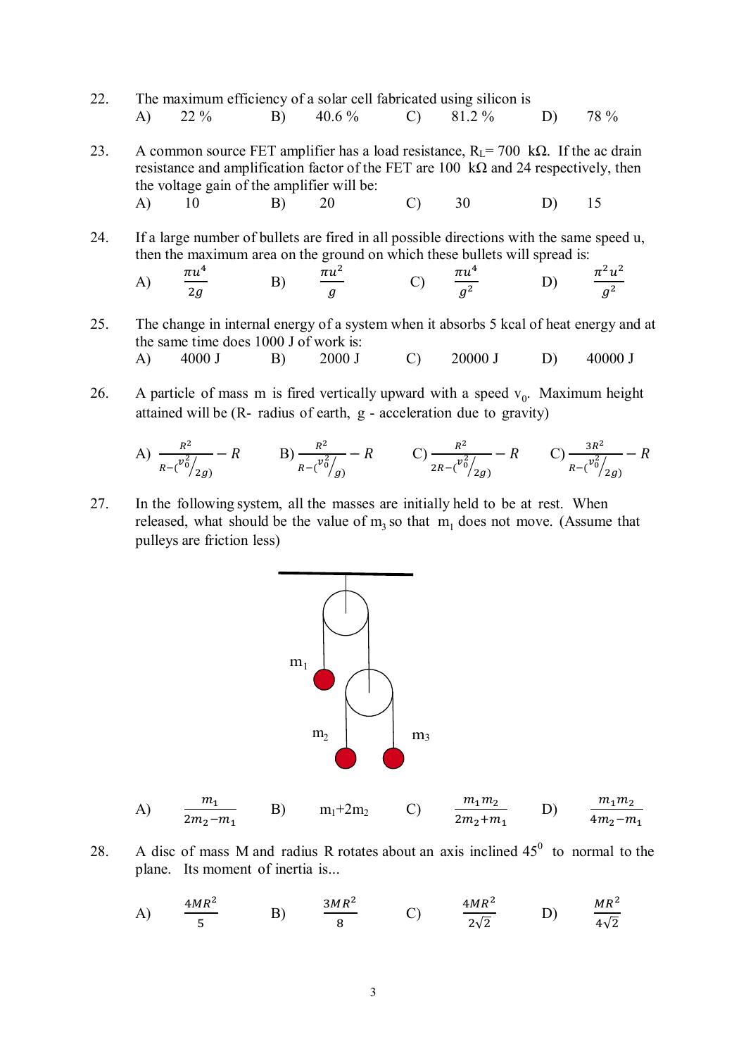22. The maximum efficiency of a solar cell fabricated using silicon is

    A) 22 % B) 40.6 % C) 81.2 % D) 78 %

23. A common source FET amplifier has a load resistance, $R_L$= 700 kΩ. If the ac drain resistance and amplification factor of the FET are 100 kΩ and 24 respectively, then the voltage gain of the amplifier will be:

    A) 10 B) 20 C) 30 D) 15

24. If a large number of bullets are fired in all possible directions with the same speed u, then the maximum area on the ground on which these bullets will spread is:

    A) $\frac{\pi u^4}{2g}$ B) $\frac{\pi u^2}{g}$ C) $\frac{\pi u^4}{g^2}$ D) $\frac{\pi^2 u^2}{g^2}$

25. The change in internal energy of a system when it absorbs 5 kcal of heat energy and at the same time does 1000 J of work is:

    A) 4000 J B) 2000 J C) 20000 J D) 40000 J

26. A particle of mass m is fired vertically upward with a speed $v_0$. Maximum height attained will be (R- radius of earth, g - acceleration due to gravity)

    A) $\frac{R^2}{R-(v_0^2/2g)} - R$ B) $\frac{R^2}{R-(v_0^2/g)} - R$ C) $\frac{R^2}{2R-(v_0^2/2g)} - R$ C) $\frac{3R^2}{R-(v_0^2/2g)} - R$

27. In the following system, all the masses are initially held to be at rest. When released, what should be the value of $m_3$ so that $m_1$ does not move. (Assume that pulleys are friction less)

    A) $\frac{m_1}{2m_2 - m_1}$ B) $m_1+2m_2$ C) $\frac{m_1 m_2}{2m_2 + m_1}$ D) $\frac{m_1 m_2}{4m_2 - m_1}$

28. A disc of mass M and radius R rotates about an axis inclined $45^0$ to normal to the plane. Its moment of inertia is...

    A) $\frac{4MR^2}{5}$ B) $\frac{3MR^2}{8}$ C) $\frac{4MR^2}{2\sqrt{2}}$ D) $\frac{MR^2}{4\sqrt{2}}$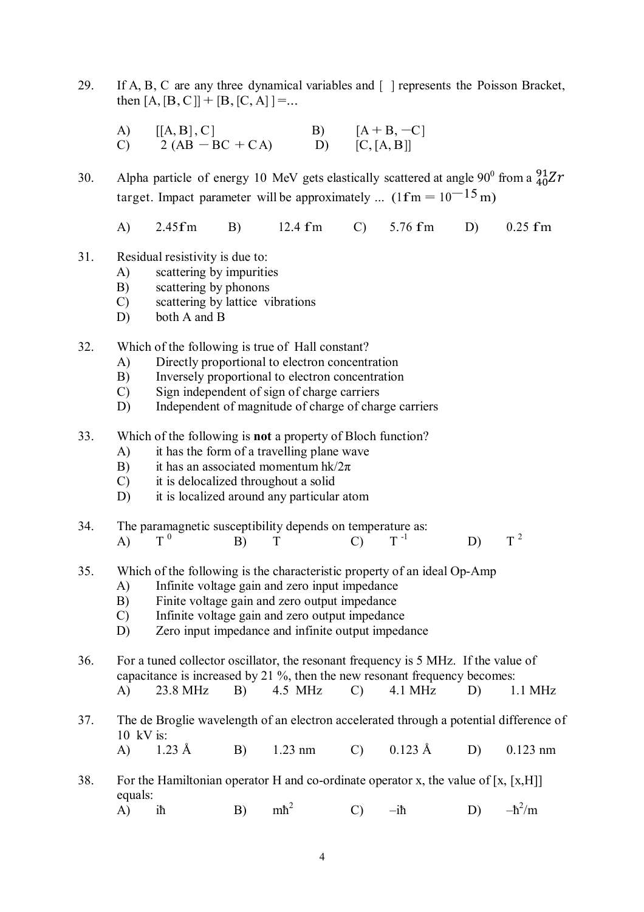29. If A, B, C are any three dynamical variables and [ ] represents the Poisson Bracket, then [A, [B, C]] + [B, [C, A] ] =...

A) [[A, B] , C] B) [A + B, −C]
C) 2 (AB − BC + CA) D) [C, [A, B]]

30. Alpha particle of energy 10 MeV gets elastically scattered at angle $90^0$ from a $^{91}_{40}Zr$ target. Impact parameter will be approximately ... (1fm = $10^{-15}$ m)

A) 2.45fm B) 12.4 fm C) 5.76 fm D) 0.25 fm

31. Residual resistivity is due to:
A) scattering by impurities
B) scattering by phonons
C) scattering by lattice vibrations
D) both A and B

32. Which of the following is true of Hall constant?
A) Directly proportional to electron concentration
B) Inversely proportional to electron concentration
C) Sign independent of sign of charge carriers
D) Independent of magnitude of charge of charge carriers

33. Which of the following is **not** a property of Bloch function?
A) it has the form of a travelling plane wave
B) it has an associated momentum hk/2π
C) it is delocalized throughout a solid
D) it is localized around any particular atom

34. The paramagnetic susceptibility depends on temperature as:
A) $T^0$ B) T C) $T^{-1}$ D) $T^2$

35. Which of the following is the characteristic property of an ideal Op-Amp
A) Infinite voltage gain and zero input impedance
B) Finite voltage gain and zero output impedance
C) Infinite voltage gain and zero output impedance
D) Zero input impedance and infinite output impedance

36. For a tuned collector oscillator, the resonant frequency is 5 MHz. If the value of capacitance is increased by 21 %, then the new resonant frequency becomes:
A) 23.8 MHz B) 4.5 MHz C) 4.1 MHz D) 1.1 MHz

37. The de Broglie wavelength of an electron accelerated through a potential difference of 10 kV is:
A) 1.23 Å B) 1.23 nm C) 0.123 Å D) 0.123 nm

38. For the Hamiltonian operator H and co-ordinate operator x, the value of [x, [x,H]] equals:
A) $i\hbar$ B) $m\hbar^2$ C) $-i\hbar$ D) $-\hbar^2/m$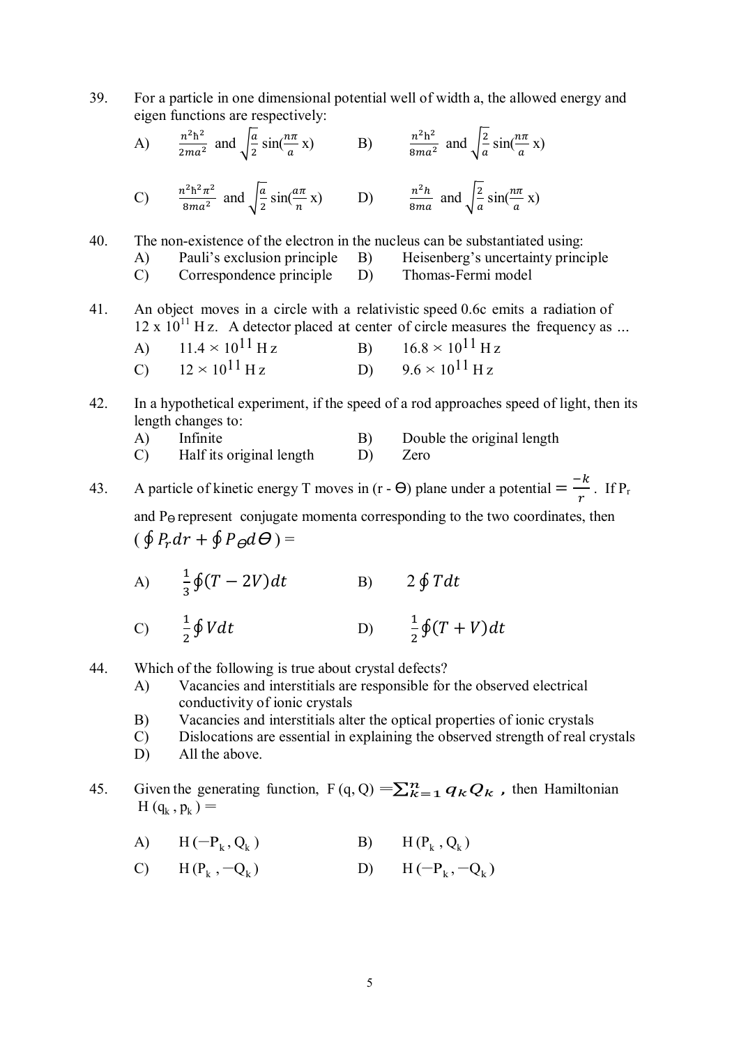39. For a particle in one dimensional potential well of width a, the allowed energy and eigen functions are respectively:

 A) $\frac{n^2\hbar^2}{2ma^2}$ and $\sqrt{\frac{a}{2}}\sin(\frac{n\pi}{a}x)$  B) $\frac{n^2h^2}{8ma^2}$ and $\sqrt{\frac{2}{a}}\sin(\frac{n\pi}{a}x)$

 C) $\frac{n^2\hbar^2\pi^2}{8ma^2}$ and $\sqrt{\frac{a}{2}}\sin(\frac{a\pi}{n}x)$  D) $\frac{n^2h}{8ma}$ and $\sqrt{\frac{2}{a}}\sin(\frac{n\pi}{a}x)$

40. The non-existence of the electron in the nucleus can be substantiated using:

 A) Pauli's exclusion principle  B) Heisenberg's uncertainty principle
 C) Correspondence principle  D) Thomas-Fermi model

41. An object moves in a circle with a relativistic speed 0.6c emits a radiation of $12 \times 10^{11}$ Hz. A detector placed at center of circle measures the frequency as ...

 A) $11.4 \times 10^{11}$ Hz  B) $16.8 \times 10^{11}$ Hz
 C) $12 \times 10^{11}$ Hz  D) $9.6 \times 10^{11}$ Hz

42. In a hypothetical experiment, if the speed of a rod approaches speed of light, then its length changes to:

 A) Infinite  B) Double the original length
 C) Half its original length  D) Zero

43. A particle of kinetic energy T moves in (r - Θ) plane under a potential $= \frac{-k}{r}$. If $P_r$ and $P_\Theta$ represent conjugate momenta corresponding to the two coordinates, then $(\oint P_r dr + \oint P_\Theta d\Theta) =$

 A) $\frac{1}{3}\oint(T-2V)dt$  B) $2\oint T dt$

 C) $\frac{1}{2}\oint V dt$  D) $\frac{1}{2}\oint(T+V)dt$

44. Which of the following is true about crystal defects?

 A) Vacancies and interstitials are responsible for the observed electrical conductivity of ionic crystals
 B) Vacancies and interstitials alter the optical properties of ionic crystals
 C) Dislocations are essential in explaining the observed strength of real crystals
 D) All the above.

45. Given the generating function, $F(q, Q) = \sum_{k=1}^{n} q_k Q_k$, then Hamiltonian $H(q_k, p_k) =$

 A) $H(-P_k, Q_k)$  B) $H(P_k, Q_k)$

 C) $H(P_k, -Q_k)$  D) $H(-P_k, -Q_k)$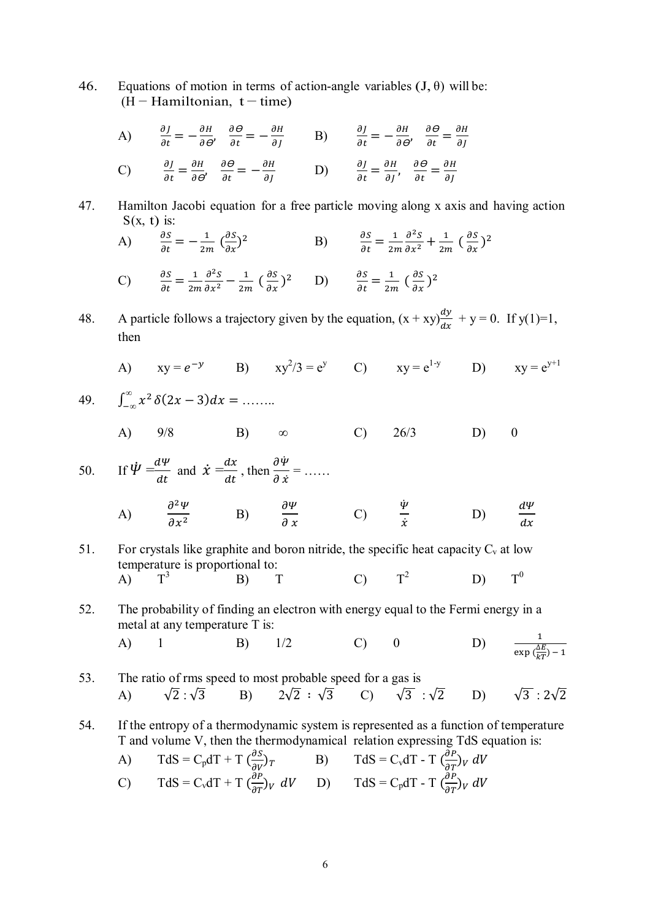46. Equations of motion in terms of action-angle variables $(J, \theta)$ will be:
(H − Hamiltonian, t − time)

A) $\frac{\partial J}{\partial t} = -\frac{\partial H}{\partial \Theta}, \ \frac{\partial \Theta}{\partial t} = -\frac{\partial H}{\partial J}$ B) $\frac{\partial J}{\partial t} = -\frac{\partial H}{\partial \Theta}, \ \frac{\partial \Theta}{\partial t} = \frac{\partial H}{\partial J}$

C) $\frac{\partial J}{\partial t} = \frac{\partial H}{\partial \Theta}, \ \frac{\partial \Theta}{\partial t} = -\frac{\partial H}{\partial J}$ D) $\frac{\partial J}{\partial t} = \frac{\partial H}{\partial J}, \ \frac{\partial \Theta}{\partial t} = \frac{\partial H}{\partial J}$

47. Hamilton Jacobi equation for a free particle moving along x axis and having action $S(x, t)$ is:

A) $\frac{\partial S}{\partial t} = -\frac{1}{2m}\left(\frac{\partial S}{\partial x}\right)^2$ B) $\frac{\partial S}{\partial t} = \frac{1}{2m}\frac{\partial^2 S}{\partial x^2} + \frac{1}{2m}\left(\frac{\partial S}{\partial x}\right)^2$

C) $\frac{\partial S}{\partial t} = \frac{1}{2m}\frac{\partial^2 S}{\partial x^2} - \frac{1}{2m}\left(\frac{\partial S}{\partial x}\right)^2$ D) $\frac{\partial S}{\partial t} = \frac{1}{2m}\left(\frac{\partial S}{\partial x}\right)^2$

48. A particle follows a trajectory given by the equation, $(x + xy)\frac{dy}{dx} + y = 0$. If $y(1)=1$, then

A) $xy = e^{-y}$ B) $xy^2/3 = e^y$ C) $xy = e^{1-y}$ D) $xy = e^{y+1}$

49. $\int_{-\infty}^{\infty} x^2\, \delta(2x - 3)dx = \ldots\ldots$

A) 9/8 B) $\infty$ C) 26/3 D) 0

50. If $\dot{\Psi} = \frac{d\Psi}{dt}$ and $\dot{x} = \frac{dx}{dt}$, then $\frac{\partial \dot{\Psi}}{\partial \dot{x}} = \ldots\ldots$

A) $\frac{\partial^2 \Psi}{\partial x^2}$ B) $\frac{\partial \Psi}{\partial x}$ C) $\frac{\dot{\Psi}}{\dot{x}}$ D) $\frac{d\Psi}{dx}$

51. For crystals like graphite and boron nitride, the specific heat capacity $C_v$ at low temperature is proportional to:

A) $T^3$ B) $T$ C) $T^2$ D) $T^0$

52. The probability of finding an electron with energy equal to the Fermi energy in a metal at any temperature T is:

A) 1 B) 1/2 C) 0 D) $\frac{1}{\exp\left(\frac{\Delta E}{kT}\right) - 1}$

53. The ratio of rms speed to most probable speed for a gas is

A) $\sqrt{2} : \sqrt{3}$ B) $2\sqrt{2} : \sqrt{3}$ C) $\sqrt{3} : \sqrt{2}$ D) $\sqrt{3} : 2\sqrt{2}$

54. If the entropy of a thermodynamic system is represented as a function of temperature T and volume V, then the thermodynamical relation expressing TdS equation is:

A) $TdS = C_p dT + T\left(\frac{\partial S}{\partial V}\right)_T$ B) $TdS = C_v dT - T\left(\frac{\partial P}{\partial T}\right)_V dV$

C) $TdS = C_v dT + T\left(\frac{\partial P}{\partial T}\right)_V dV$ D) $TdS = C_p dT - T\left(\frac{\partial P}{\partial T}\right)_V dV$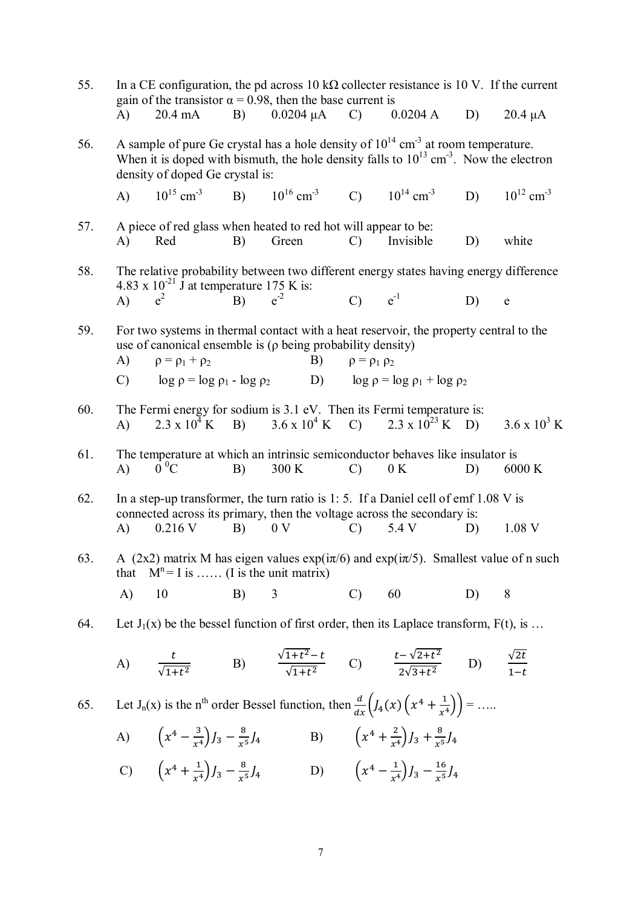55. In a CE configuration, the pd across 10 kΩ collecter resistance is 10 V. If the current gain of the transistor $\alpha = 0.98$, then the base current is

A) 20.4 mA B) 0.0204 μA C) 0.0204 A D) 20.4 μA

56. A sample of pure Ge crystal has a hole density of $10^{14}$ cm$^{-3}$ at room temperature. When it is doped with bismuth, the hole density falls to $10^{13}$ cm$^{-3}$. Now the electron density of doped Ge crystal is:

A) $10^{15}$ cm$^{-3}$ B) $10^{16}$ cm$^{-3}$ C) $10^{14}$ cm$^{-3}$ D) $10^{12}$ cm$^{-3}$

57. A piece of red glass when heated to red hot will appear to be:

A) Red B) Green C) Invisible D) white

58. The relative probability between two different energy states having energy difference $4.83 \times 10^{-21}$ J at temperature 175 K is:

A) $e^2$ B) $e^{-2}$ C) $e^{-1}$ D) e

59. For two systems in thermal contact with a heat reservoir, the property central to the use of canonical ensemble is (ρ being probability density)

A) $\rho = \rho_1 + \rho_2$ B) $\rho = \rho_1\, \rho_2$

C) $\log \rho = \log \rho_1 - \log \rho_2$ D) $\log \rho = \log \rho_1 + \log \rho_2$

60. The Fermi energy for sodium is 3.1 eV. Then its Fermi temperature is:

A) $2.3 \times 10^4$ K B) $3.6 \times 10^4$ K C) $2.3 \times 10^{23}$ K D) $3.6 \times 10^3$ K

61. The temperature at which an intrinsic semiconductor behaves like insulator is

A) $0\,^0$C B) 300 K C) 0 K D) 6000 K

62. In a step-up transformer, the turn ratio is 1: 5. If a Daniel cell of emf 1.08 V is connected across its primary, then the voltage across the secondary is:

A) 0.216 V B) 0 V C) 5.4 V D) 1.08 V

63. A (2x2) matrix M has eigen values $\exp(i\pi/6)$ and $\exp(i\pi/5)$. Smallest value of n such that $M^n = I$ is …… (I is the unit matrix)

A) 10 B) 3 C) 60 D) 8

64. Let $J_1(x)$ be the bessel function of first order, then its Laplace transform, F(t), is …

A) $\frac{t}{\sqrt{1+t^2}}$ B) $\frac{\sqrt{1+t^2}-t}{\sqrt{1+t^2}}$ C) $\frac{t-\sqrt{2+t^2}}{2\sqrt{3+t^2}}$ D) $\frac{\sqrt{2t}}{1-t}$

65. Let $J_n(x)$ is the $n^{th}$ order Bessel function, then $\frac{d}{dx}\left(J_4(x)\left(x^4 + \frac{1}{x^4}\right)\right)$ = …..

A) $\left(x^4 - \frac{3}{x^4}\right)J_3 - \frac{8}{x^5}J_4$ B) $\left(x^4 + \frac{2}{x^4}\right)J_3 + \frac{8}{x^5}J_4$

C) $\left(x^4 + \frac{1}{x^4}\right)J_3 - \frac{8}{x^5}J_4$ D) $\left(x^4 - \frac{1}{x^4}\right)J_3 - \frac{16}{x^5}J_4$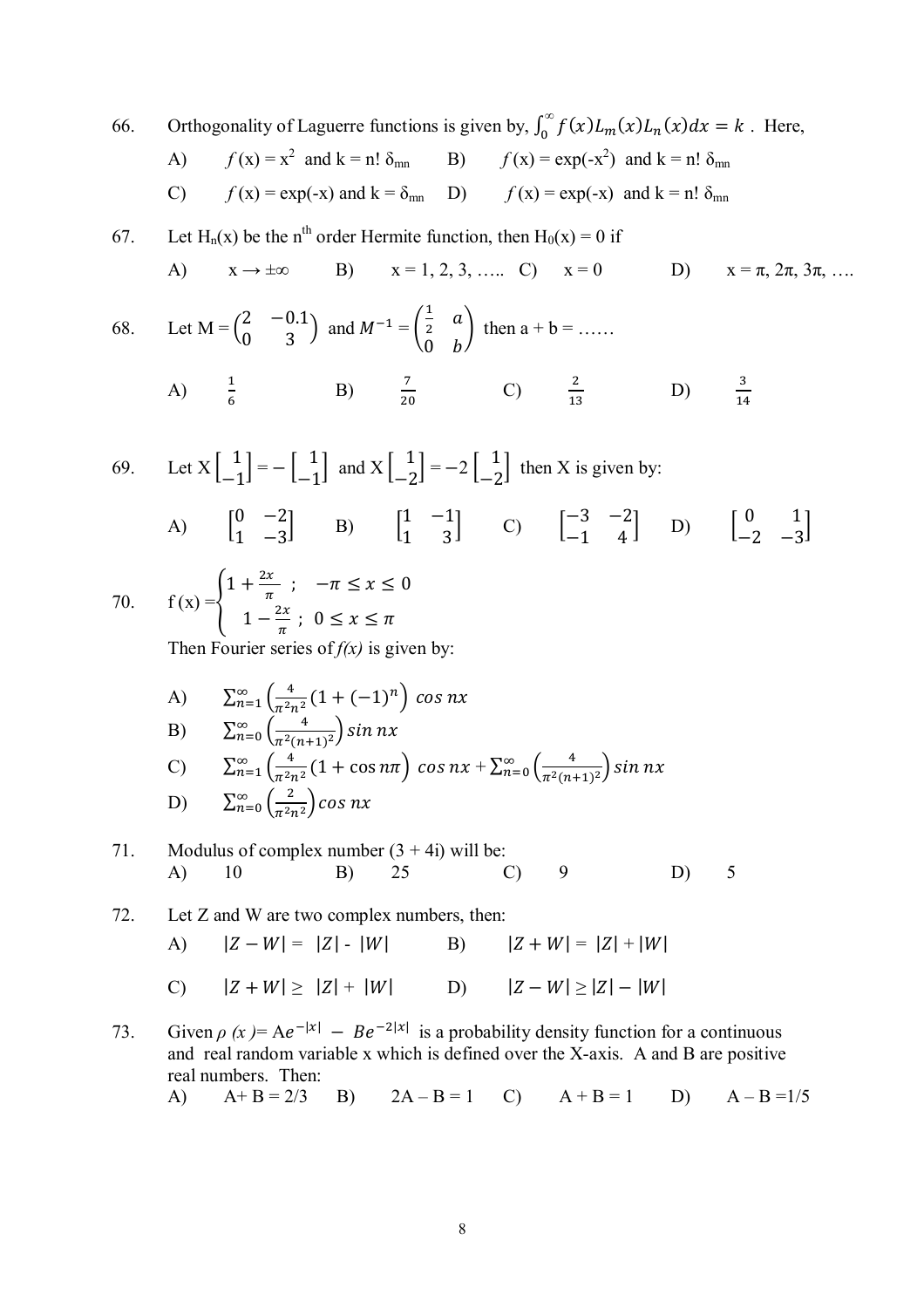66. Orthogonality of Laguerre functions is given by, $\int_0^\infty f(x)L_m(x)L_n(x)dx = k$ . Here,

A) $f(x) = x^2$ and $k = n!\,\delta_{mn}$ B) $f(x) = \exp(-x^2)$ and $k = n!\,\delta_{mn}$

C) $f(x) = \exp(-x)$ and $k = \delta_{mn}$ D) $f(x) = \exp(-x)$ and $k = n!\,\delta_{mn}$

67. Let $H_n(x)$ be the $n^{th}$ order Hermite function, then $H_0(x) = 0$ if

A) $x \to \pm\infty$ B) $x = 1, 2, 3, \ldots$ C) $x = 0$ D) $x = \pi, 2\pi, 3\pi, \ldots$

68. Let M = $\begin{pmatrix} 2 & -0.1 \\ 0 & 3 \end{pmatrix}$ and $M^{-1} = \begin{pmatrix} \frac{1}{2} & a \\ 0 & b \end{pmatrix}$ then a + b = ……

A) $\frac{1}{6}$ B) $\frac{7}{20}$ C) $\frac{2}{13}$ D) $\frac{3}{14}$

69. Let $X\begin{bmatrix} 1 \\ -1 \end{bmatrix} = -\begin{bmatrix} 1 \\ -1 \end{bmatrix}$ and $X\begin{bmatrix} 1 \\ -2 \end{bmatrix} = -2\begin{bmatrix} 1 \\ -2 \end{bmatrix}$ then X is given by:

A) $\begin{bmatrix} 0 & -2 \\ 1 & -3 \end{bmatrix}$ B) $\begin{bmatrix} 1 & -1 \\ 1 & 3 \end{bmatrix}$ C) $\begin{bmatrix} -3 & -2 \\ -1 & 4 \end{bmatrix}$ D) $\begin{bmatrix} 0 & 1 \\ -2 & -3 \end{bmatrix}$

70. $f(x) = \begin{cases} 1 + \frac{2x}{\pi} \; ; & -\pi \le x \le 0 \\ 1 - \frac{2x}{\pi} \; ; & 0 \le x \le \pi \end{cases}$

Then Fourier series of *f(x)* is given by:

A) $\sum_{n=1}^{\infty} \left( \frac{4}{\pi^2 n^2} (1 + (-1)^n) \right) \cos nx$

B) $\sum_{n=0}^{\infty} \left( \frac{4}{\pi^2 (n+1)^2} \right) \sin nx$

C) $\sum_{n=1}^{\infty} \left( \frac{4}{\pi^2 n^2} (1 + \cos n\pi) \right) \cos nx + \sum_{n=0}^{\infty} \left( \frac{4}{\pi^2 (n+1)^2} \right) \sin nx$

D) $\sum_{n=0}^{\infty} \left( \frac{2}{\pi^2 n^2} \right) \cos nx$

71. Modulus of complex number (3 + 4i) will be:

A) 10 B) 25 C) 9 D) 5

72. Let Z and W are two complex numbers, then:

A) $|Z - W| = |Z| - |W|$ B) $|Z + W| = |Z| + |W|$

C) $|Z + W| \ge |Z| + |W|$ D) $|Z - W| \ge |Z| - |W|$

73. Given $\rho(x) = Ae^{-|x|} - Be^{-2|x|}$ is a probability density function for a continuous and real random variable x which is defined over the X-axis. A and B are positive real numbers. Then:

A) A + B = 2/3 B) 2A – B = 1 C) A + B = 1 D) A – B = 1/5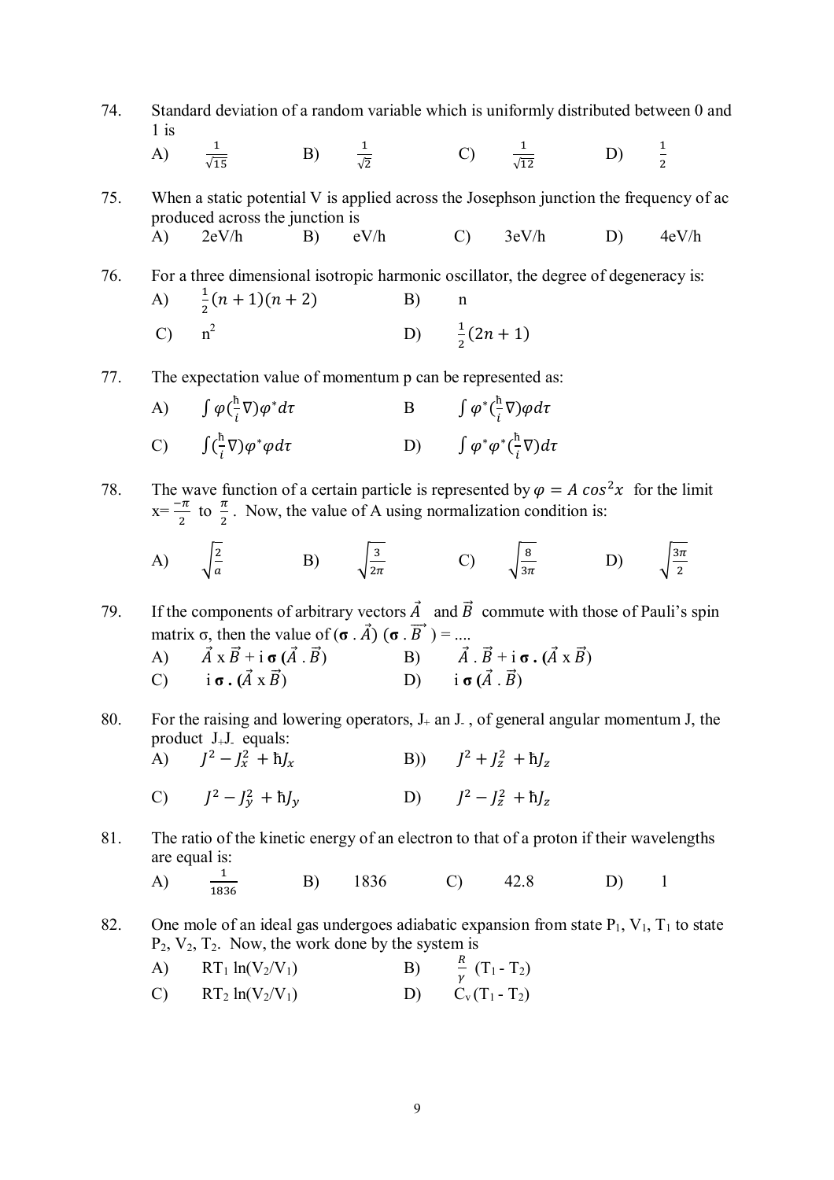74. Standard deviation of a random variable which is uniformly distributed between 0 and 1 is

A) $\frac{1}{\sqrt{15}}$ B) $\frac{1}{\sqrt{2}}$ C) $\frac{1}{\sqrt{12}}$ D) $\frac{1}{2}$

75. When a static potential V is applied across the Josephson junction the frequency of ac produced across the junction is

A) 2eV/h B) eV/h C) 3eV/h D) 4eV/h

76. For a three dimensional isotropic harmonic oscillator, the degree of degeneracy is:

A) $\frac{1}{2}(n+1)(n+2)$ B) n

C) $n^2$ D) $\frac{1}{2}(2n+1)$

77. The expectation value of momentum p can be represented as:

A) $\int \varphi(\frac{\hbar}{i}\nabla)\varphi^{*}d\tau$ B $\int \varphi^{*}(\frac{\hbar}{i}\nabla)\varphi d\tau$

C) $\int(\frac{\hbar}{i}\nabla)\varphi^{*}\varphi d\tau$ D) $\int \varphi^{*}\varphi^{*}(\frac{\hbar}{i}\nabla)d\tau$

78. The wave function of a certain particle is represented by $\varphi = A\,cos^2x$ for the limit $x=\frac{-\pi}{2}$ to $\frac{\pi}{2}$. Now, the value of A using normalization condition is:

A) $\sqrt{\frac{2}{a}}$ B) $\sqrt{\frac{3}{2\pi}}$ C) $\sqrt{\frac{8}{3\pi}}$ D) $\sqrt{\frac{3\pi}{2}}$

79. If the components of arbitrary vectors $\vec{A}$ and $\vec{B}$ commute with those of Pauli's spin matrix σ, then the value of $(\boldsymbol{\sigma} . \vec{A})\ (\boldsymbol{\sigma} . \vec{B}) =$ ....

A) $\vec{A} \times \vec{B} + i\,\boldsymbol{\sigma}\,(\vec{A} . \vec{B})$ B) $\vec{A} . \vec{B} + i\,\boldsymbol{\sigma} . (\vec{A} \times \vec{B})$

C) $i\,\boldsymbol{\sigma} . (\vec{A} \times \vec{B})$ D) $i\,\boldsymbol{\sigma}\,(\vec{A} . \vec{B})$

80. For the raising and lowering operators, $J_+$ an $J_-$, of general angular momentum J, the product $J_+J_-$ equals:

A) $J^2 - J_x^2 + \hbar J_x$ B)) $J^2 + J_z^2 + \hbar J_z$

C) $J^2 - J_y^2 + \hbar J_y$ D) $J^2 - J_z^2 + \hbar J_z$

81. The ratio of the kinetic energy of an electron to that of a proton if their wavelengths are equal is:

A) $\frac{1}{1836}$ B) 1836 C) 42.8 D) 1

82. One mole of an ideal gas undergoes adiabatic expansion from state $P_1$, $V_1$, $T_1$ to state $P_2$, $V_2$, $T_2$. Now, the work done by the system is

A) $RT_1 \ln(V_2/V_1)$ B) $\frac{R}{\gamma}\ (T_1 - T_2)$

C) $RT_2 \ln(V_2/V_1)$ D) $C_v\,(T_1 - T_2)$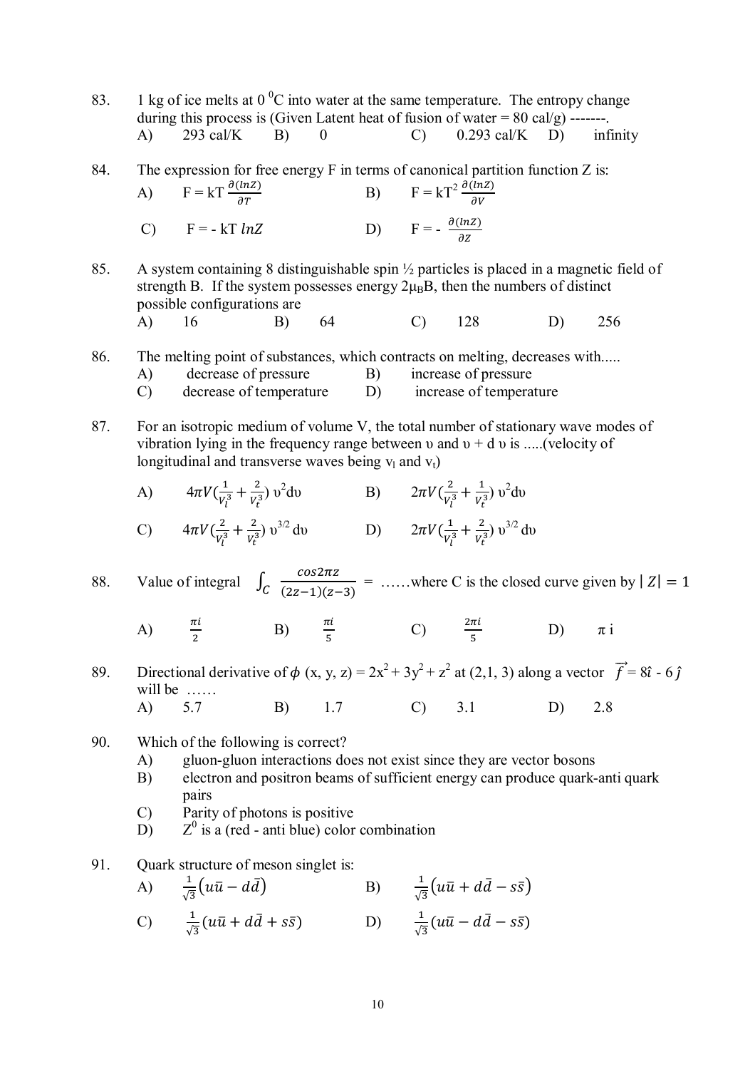83. 1 kg of ice melts at 0 $^0$C into water at the same temperature. The entropy change during this process is (Given Latent heat of fusion of water = 80 cal/g) -------.

A) 293 cal/K B) 0 C) 0.293 cal/K D) infinity

84. The expression for free energy F in terms of canonical partition function Z is:

A) $F = kT\frac{\partial(lnZ)}{\partial T}$ B) $F = kT^2\frac{\partial(lnZ)}{\partial V}$

C) $F = -kT\, lnZ$ D) $F = -\frac{\partial(lnZ)}{\partial Z}$

85. A system containing 8 distinguishable spin ½ particles is placed in a magnetic field of strength B. If the system possesses energy $2\mu_B B$, then the numbers of distinct possible configurations are

A) 16 B) 64 C) 128 D) 256

86. The melting point of substances, which contracts on melting, decreases with.....

A) decrease of pressure B) increase of pressure

C) decrease of temperature D) increase of temperature

87. For an isotropic medium of volume V, the total number of stationary wave modes of vibration lying in the frequency range between υ and υ + d υ is .....(velocity of longitudinal and transverse waves being $v_l$ and $v_t$)

A) $4\pi V(\frac{1}{V_l^3}+\frac{2}{V_t^3})\,\upsilon^2 d\upsilon$ B) $2\pi V(\frac{2}{V_l^3}+\frac{1}{V_t^3})\,\upsilon^2 d\upsilon$

C) $4\pi V(\frac{2}{V_l^3}+\frac{2}{V_t^3})\,\upsilon^{3/2}\,d\upsilon$ D) $2\pi V(\frac{1}{V_l^3}+\frac{2}{V_t^3})\,\upsilon^{3/2}\,d\upsilon$

88. Value of integral $\int_C \frac{cos2\pi z}{(2z-1)(z-3)}$ = ……where C is the closed curve given by $|Z| = 1$

A) $\frac{\pi i}{2}$ B) $\frac{\pi i}{5}$ C) $\frac{2\pi i}{5}$ D) π i

89. Directional derivative of $\phi$ (x, y, z) = 2x$^2$ + 3y$^2$ + z$^2$ at (2,1, 3) along a vector $\vec{f} = 8\hat{\imath} - 6\hat{\jmath}$ will be ……

A) 5.7 B) 1.7 C) 3.1 D) 2.8

90. Which of the following is correct?

A) gluon-gluon interactions does not exist since they are vector bosons

B) electron and positron beams of sufficient energy can produce quark-anti quark pairs

C) Parity of photons is positive

D) $Z^0$ is a (red - anti blue) color combination

91. Quark structure of meson singlet is:

A) $\frac{1}{\sqrt{3}}(u\bar{u} - d\bar{d})$ B) $\frac{1}{\sqrt{3}}(u\bar{u} + d\bar{d} - s\bar{s})$

C) $\frac{1}{\sqrt{3}}(u\bar{u} + d\bar{d} + s\bar{s})$ D) $\frac{1}{\sqrt{3}}(u\bar{u} - d\bar{d} - s\bar{s})$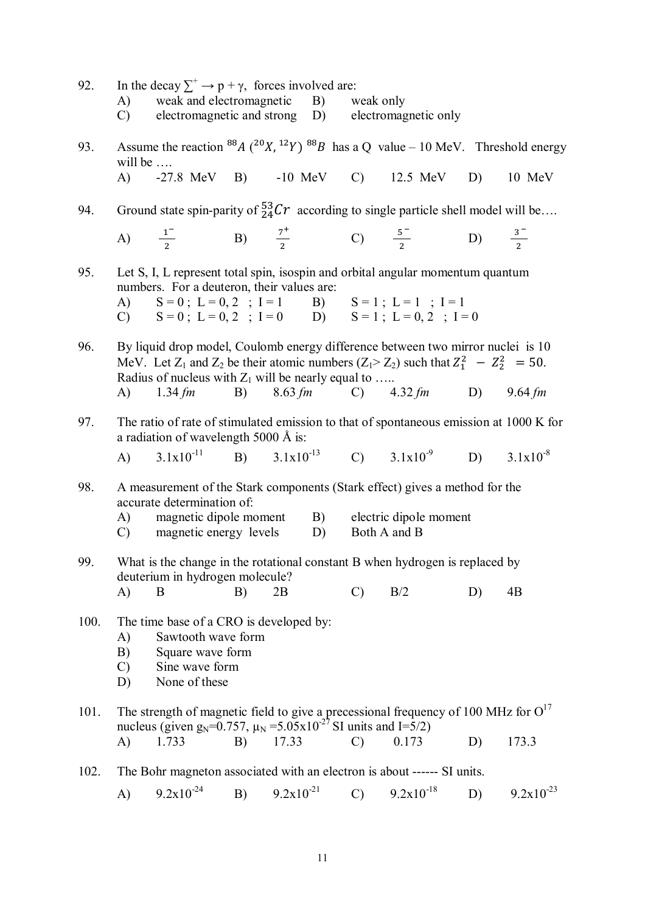92. In the decay $\sum^{+} \rightarrow p + \gamma$, forces involved are:
A) weak and electromagnetic B) weak only
C) electromagnetic and strong D) electromagnetic only

93. Assume the reaction $^{88}A\ (^{20}X, ^{12}Y)\ ^{88}B$ has a Q value – 10 MeV. Threshold energy will be ….
A) -27.8 MeV B) -10 MeV C) 12.5 MeV D) 10 MeV

94. Ground state spin-parity of $^{53}_{24}Cr$ according to single particle shell model will be….
A) $\frac{1^-}{2}$ B) $\frac{7^+}{2}$ C) $\frac{5^-}{2}$ D) $\frac{3^-}{2}$

95. Let S, I, L represent total spin, isospin and orbital angular momentum quantum numbers. For a deuteron, their values are:
A) S = 0 ; L = 0, 2 ; I = 1 B) S = 1 ; L = 1 ; I = 1
C) S = 0 ; L = 0, 2 ; I = 0 D) S = 1 ; L = 0, 2 ; I = 0

96. By liquid drop model, Coulomb energy difference between two mirror nuclei is 10 MeV. Let $Z_1$ and $Z_2$ be their atomic numbers ($Z_1 > Z_2$) such that $Z_1^2 - Z_2^2 = 50$. Radius of nucleus with $Z_1$ will be nearly equal to …..
A) 1.34 *fm* B) 8.63 *fm* C) 4.32 *fm* D) 9.64 *fm*

97. The ratio of rate of stimulated emission to that of spontaneous emission at 1000 K for a radiation of wavelength 5000 Å is:
A) $3.1 \times 10^{-11}$ B) $3.1 \times 10^{-13}$ C) $3.1 \times 10^{-9}$ D) $3.1 \times 10^{-8}$

98. A measurement of the Stark components (Stark effect) gives a method for the accurate determination of:
A) magnetic dipole moment B) electric dipole moment
C) magnetic energy levels D) Both A and B

99. What is the change in the rotational constant B when hydrogen is replaced by deuterium in hydrogen molecule?
A) B B) 2B C) B/2 D) 4B

100. The time base of a CRO is developed by:
A) Sawtooth wave form
B) Square wave form
C) Sine wave form
D) None of these

101. The strength of magnetic field to give a precessional frequency of 100 MHz for $O^{17}$ nucleus (given $g_N$=0.757, $\mu_N$ =$5.05 \times 10^{-27}$ SI units and I=5/2)
A) 1.733 B) 17.33 C) 0.173 D) 173.3

102. The Bohr magneton associated with an electron is about ------ SI units.
A) $9.2 \times 10^{-24}$ B) $9.2 \times 10^{-21}$ C) $9.2 \times 10^{-18}$ D) $9.2 \times 10^{-23}$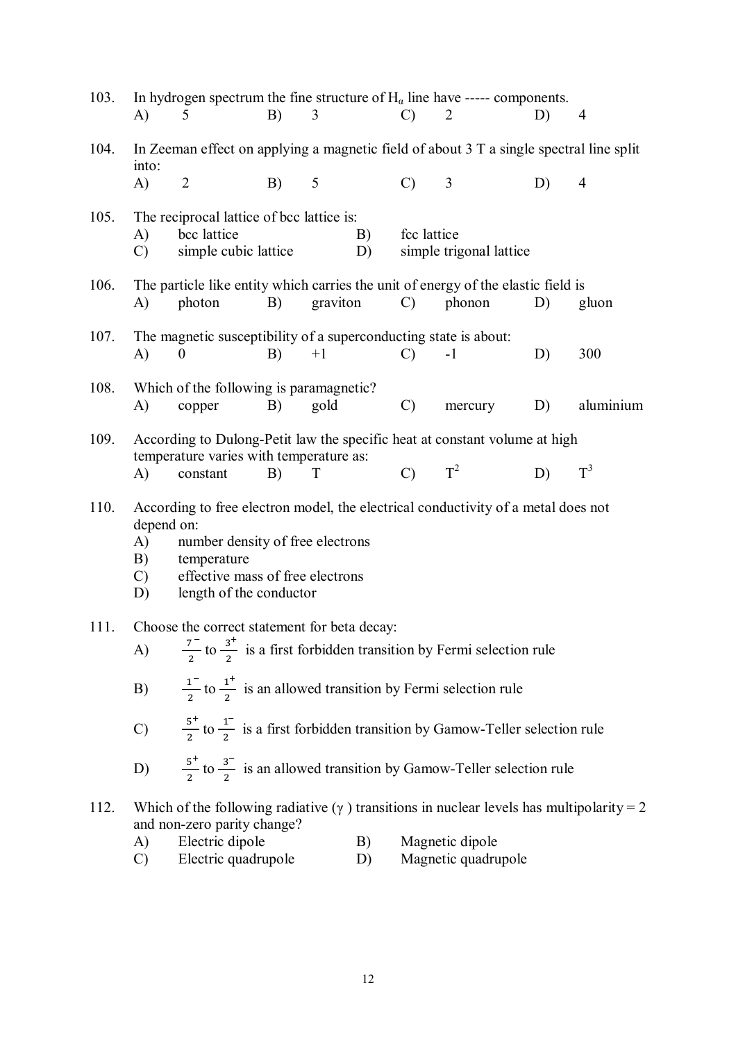103. In hydrogen spectrum the fine structure of $H_\alpha$ line have ----- components.

A) 5 B) 3 C) 2 D) 4

104. In Zeeman effect on applying a magnetic field of about 3 T a single spectral line split into:

A) 2 B) 5 C) 3 D) 4

105. The reciprocal lattice of bcc lattice is:

A) bcc lattice
B) fcc lattice
C) simple cubic lattice
D) simple trigonal lattice

106. The particle like entity which carries the unit of energy of the elastic field is

A) photon B) graviton C) phonon D) gluon

107. The magnetic susceptibility of a superconducting state is about:

A) 0 B) +1 C) -1 D) 300

108. Which of the following is paramagnetic?

A) copper B) gold C) mercury D) aluminium

109. According to Dulong-Petit law the specific heat at constant volume at high temperature varies with temperature as:

A) constant B) T C) $T^2$ D) $T^3$

110. According to free electron model, the electrical conductivity of a metal does not depend on:

A) number density of free electrons
B) temperature
C) effective mass of free electrons
D) length of the conductor

111. Choose the correct statement for beta decay:

A) $\frac{7^-}{2}$ to $\frac{3^+}{2}$ is a first forbidden transition by Fermi selection rule

B) $\frac{1^-}{2}$ to $\frac{1^+}{2}$ is an allowed transition by Fermi selection rule

C) $\frac{5^+}{2}$ to $\frac{1^-}{2}$ is a first forbidden transition by Gamow-Teller selection rule

D) $\frac{5^+}{2}$ to $\frac{3^-}{2}$ is an allowed transition by Gamow-Teller selection rule

112. Which of the following radiative ($\gamma$ ) transitions in nuclear levels has multipolarity = 2 and non-zero parity change?

A) Electric dipole
B) Magnetic dipole
C) Electric quadrupole
D) Magnetic quadrupole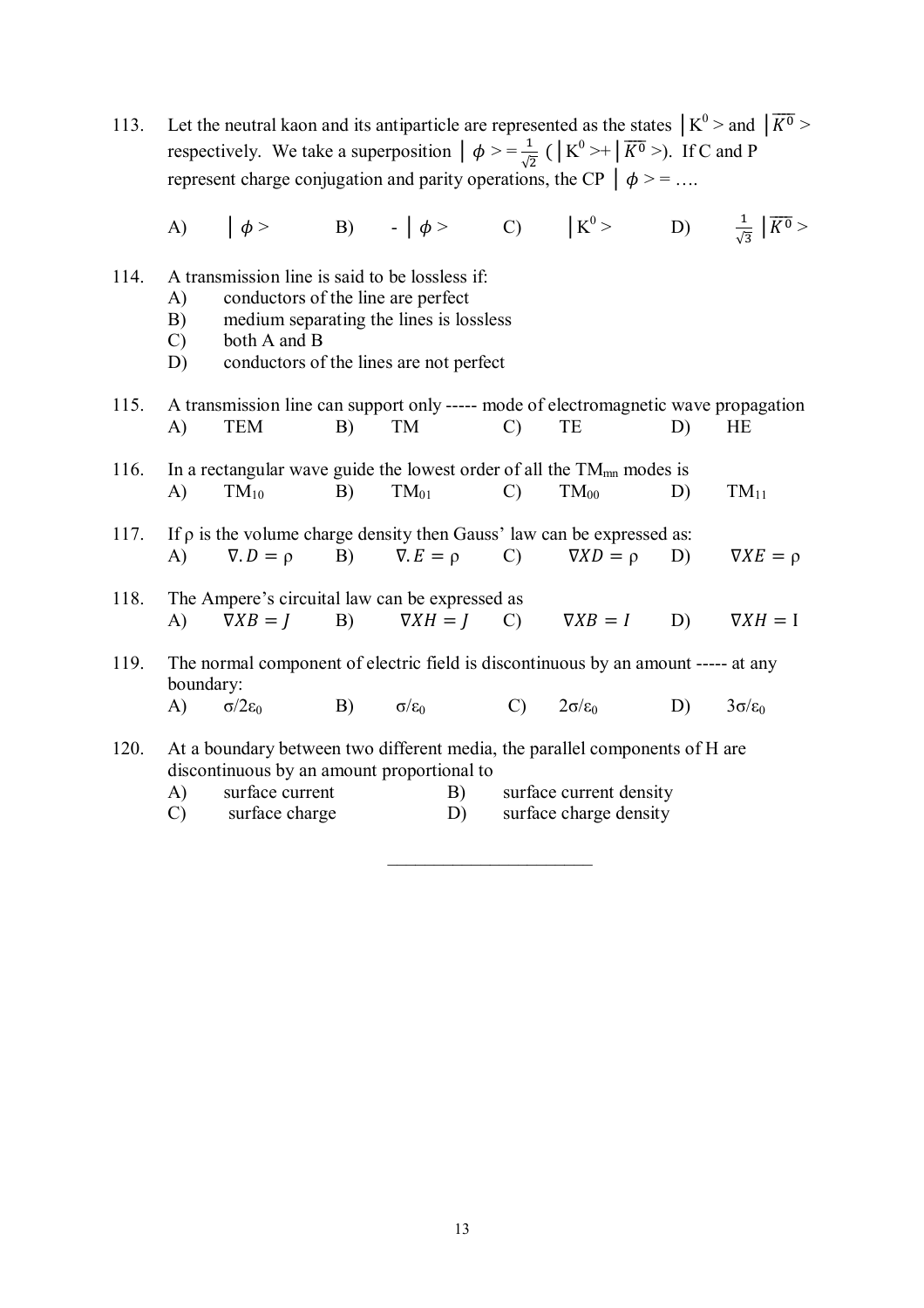113. Let the neutral kaon and its antiparticle are represented as the states $|K^0>$ and $|\overline{K^0}>$ respectively. We take a superposition $|\phi> = \frac{1}{\sqrt{2}}(|K^0> + |\overline{K^0}>)$. If C and P represent charge conjugation and parity operations, the CP $|\phi>$ = ….

A) $|\phi>$ B) $-|\phi>$ C) $|K^0>$ D) $\frac{1}{\sqrt{3}}|\overline{K^0}>$

114. A transmission line is said to be lossless if:

A) conductors of the line are perfect
B) medium separating the lines is lossless
C) both A and B
D) conductors of the lines are not perfect

115. A transmission line can support only ----- mode of electromagnetic wave propagation

A) TEM B) TM C) TE D) HE

116. In a rectangular wave guide the lowest order of all the $TM_{mn}$ modes is

A) $TM_{10}$ B) $TM_{01}$ C) $TM_{00}$ D) $TM_{11}$

117. If ρ is the volume charge density then Gauss' law can be expressed as:

A) $\nabla . D = \rho$ B) $\nabla . E = \rho$ C) $\nabla X D = \rho$ D) $\nabla X E = \rho$

118. The Ampere's circuital law can be expressed as

A) $\nabla X B = J$ B) $\nabla X H = J$ C) $\nabla X B = I$ D) $\nabla X H = I$

119. The normal component of electric field is discontinuous by an amount ----- at any boundary:

A) $\sigma/2\varepsilon_0$ B) $\sigma/\varepsilon_0$ C) $2\sigma/\varepsilon_0$ D) $3\sigma/\varepsilon_0$

120. At a boundary between two different media, the parallel components of H are discontinuous by an amount proportional to

A) surface current
B) surface current density
C) surface charge
D) surface charge density